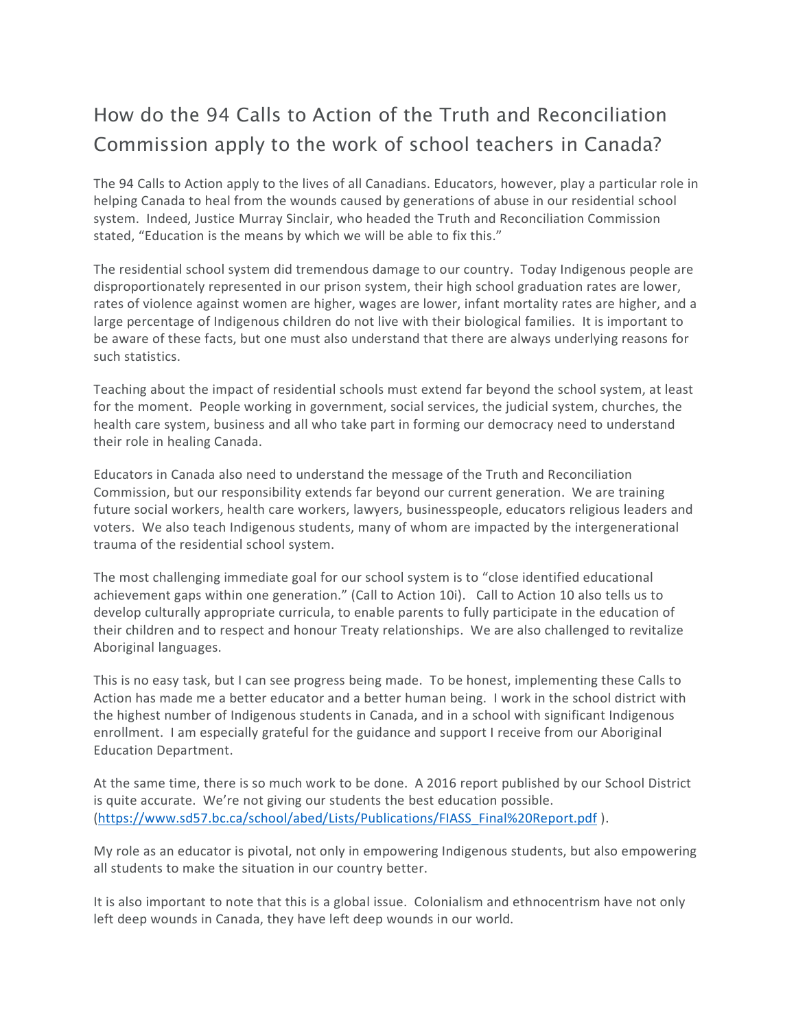# How do the 94 Calls to Action of the Truth and Reconciliation Commission apply to the work of school teachers in Canada?

The 94 Calls to Action apply to the lives of all Canadians. Educators, however, play a particular role in helping Canada to heal from the wounds caused by generations of abuse in our residential school system. Indeed, Justice Murray Sinclair, who headed the Truth and Reconciliation Commission stated, "Education is the means by which we will be able to fix this."

The residential school system did tremendous damage to our country. Today Indigenous people are disproportionately represented in our prison system, their high school graduation rates are lower, rates of violence against women are higher, wages are lower, infant mortality rates are higher, and a large percentage of Indigenous children do not live with their biological families. It is important to be aware of these facts, but one must also understand that there are always underlying reasons for such statistics.

Teaching about the impact of residential schools must extend far beyond the school system, at least for the moment. People working in government, social services, the judicial system, churches, the health care system, business and all who take part in forming our democracy need to understand their role in healing Canada.

Educators in Canada also need to understand the message of the Truth and Reconciliation Commission, but our responsibility extends far beyond our current generation. We are training future social workers, health care workers, lawyers, businesspeople, educators religious leaders and voters. We also teach Indigenous students, many of whom are impacted by the intergenerational trauma of the residential school system.

The most challenging immediate goal for our school system is to "close identified educational achievement gaps within one generation." (Call to Action 10i). Call to Action 10 also tells us to develop culturally appropriate curricula, to enable parents to fully participate in the education of their children and to respect and honour Treaty relationships. We are also challenged to revitalize Aboriginal languages.

This is no easy task, but I can see progress being made. To be honest, implementing these Calls to Action has made me a better educator and a better human being. I work in the school district with the highest number of Indigenous students in Canada, and in a school with significant Indigenous enrollment. I am especially grateful for the guidance and support I receive from our Aboriginal Education Department.

At the same time, there is so much work to be done. A 2016 report published by our School District is quite accurate. We're not giving our students the best education possible. (https://www.sd57.bc.ca/school/abed/Lists/Publications/FIASS_Final%20Report.pdf ).

My role as an educator is pivotal, not only in empowering Indigenous students, but also empowering all students to make the situation in our country better.

It is also important to note that this is a global issue. Colonialism and ethnocentrism have not only left deep wounds in Canada, they have left deep wounds in our world.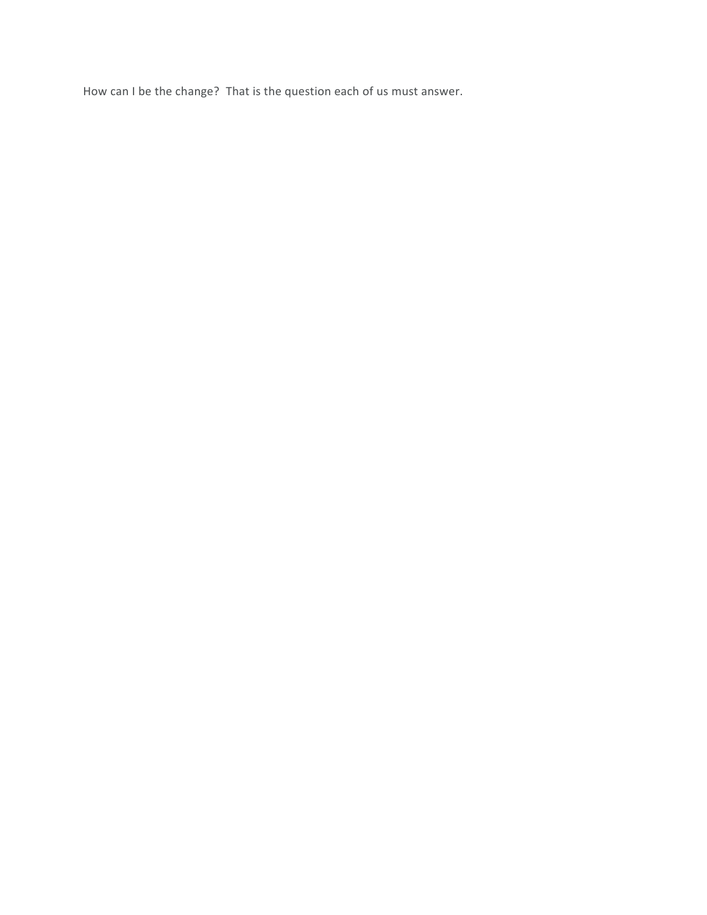How can I be the change?  That is the question each of us must answer.